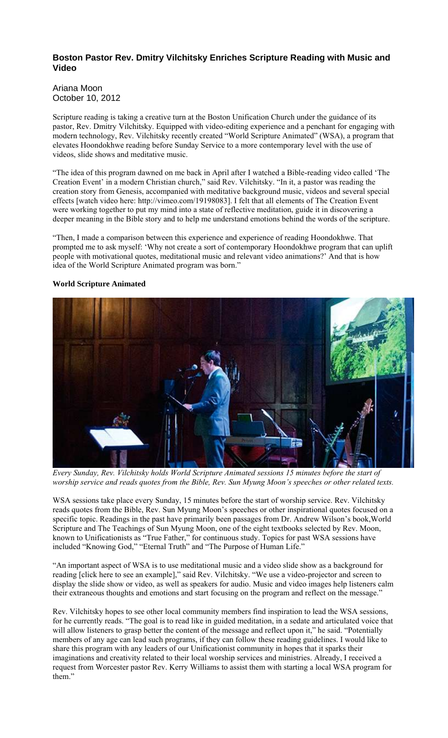# Boston Pastor Rev. Dmitry Vilchitsky Enriches Scripture Reading with Music and Video

Ariana Moon
October 10, 2012

Scripture reading is taking a creative turn at the Boston Unification Church under the guidance of its pastor, Rev. Dmitry Vilchitsky. Equipped with video-editing experience and a penchant for engaging with modern technology, Rev. Vilchitsky recently created "World Scripture Animated" (WSA), a program that elevates Hoondokhwe reading before Sunday Service to a more contemporary level with the use of videos, slide shows and meditative music.

"The idea of this program dawned on me back in April after I watched a Bible-reading video called 'The Creation Event' in a modern Christian church," said Rev. Vilchitsky. "In it, a pastor was reading the creation story from Genesis, accompanied with meditative background music, videos and several special effects [watch video here: http://vimeo.com/19198083]. I felt that all elements of The Creation Event were working together to put my mind into a state of reflective meditation, guide it in discovering a deeper meaning in the Bible story and to help me understand emotions behind the words of the scripture.

"Then, I made a comparison between this experience and experience of reading Hoondokhwe. That prompted me to ask myself: 'Why not create a sort of contemporary Hoondokhwe program that can uplift people with motivational quotes, meditational music and relevant video animations?' And that is how idea of the World Scripture Animated program was born."

**World Scripture Animated**

*Every Sunday, Rev. Vilchitsky holds World Scripture Animated sessions 15 minutes before the start of worship service and reads quotes from the Bible, Rev. Sun Myung Moon's speeches or other related texts.*

WSA sessions take place every Sunday, 15 minutes before the start of worship service. Rev. Vilchitsky reads quotes from the Bible, Rev. Sun Myung Moon's speeches or other inspirational quotes focused on a specific topic. Readings in the past have primarily been passages from Dr. Andrew Wilson's book,World Scripture and The Teachings of Sun Myung Moon, one of the eight textbooks selected by Rev. Moon, known to Unificationists as "True Father," for continuous study. Topics for past WSA sessions have included "Knowing God," "Eternal Truth" and "The Purpose of Human Life."

"An important aspect of WSA is to use meditational music and a video slide show as a background for reading [click here to see an example]," said Rev. Vilchitsky. "We use a video-projector and screen to display the slide show or video, as well as speakers for audio. Music and video images help listeners calm their extraneous thoughts and emotions and start focusing on the program and reflect on the message."

Rev. Vilchitsky hopes to see other local community members find inspiration to lead the WSA sessions, for he currently reads. "The goal is to read like in guided meditation, in a sedate and articulated voice that will allow listeners to grasp better the content of the message and reflect upon it," he said. "Potentially members of any age can lead such programs, if they can follow these reading guidelines. I would like to share this program with any leaders of our Unificationist community in hopes that it sparks their imaginations and creativity related to their local worship services and ministries. Already, I received a request from Worcester pastor Rev. Kerry Williams to assist them with starting a local WSA program for them."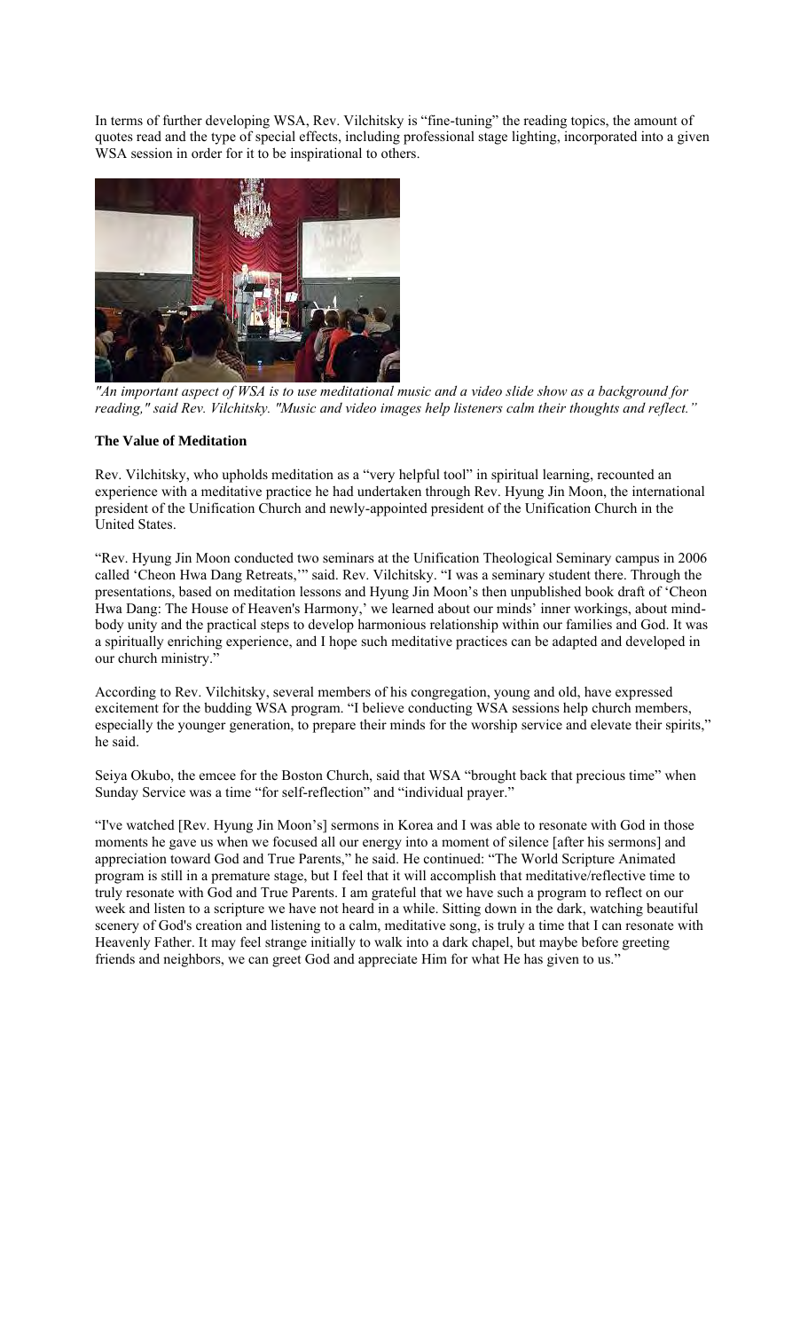In terms of further developing WSA, Rev. Vilchitsky is "fine-tuning" the reading topics, the amount of quotes read and the type of special effects, including professional stage lighting, incorporated into a given WSA session in order for it to be inspirational to others.

*"An important aspect of WSA is to use meditational music and a video slide show as a background for reading," said Rev. Vilchitsky. "Music and video images help listeners calm their thoughts and reflect."*

**The Value of Meditation**

Rev. Vilchitsky, who upholds meditation as a "very helpful tool" in spiritual learning, recounted an experience with a meditative practice he had undertaken through Rev. Hyung Jin Moon, the international president of the Unification Church and newly-appointed president of the Unification Church in the United States.

"Rev. Hyung Jin Moon conducted two seminars at the Unification Theological Seminary campus in 2006 called 'Cheon Hwa Dang Retreats,'" said. Rev. Vilchitsky. "I was a seminary student there. Through the presentations, based on meditation lessons and Hyung Jin Moon's then unpublished book draft of 'Cheon Hwa Dang: The House of Heaven's Harmony,' we learned about our minds' inner workings, about mind-body unity and the practical steps to develop harmonious relationship within our families and God. It was a spiritually enriching experience, and I hope such meditative practices can be adapted and developed in our church ministry."

According to Rev. Vilchitsky, several members of his congregation, young and old, have expressed excitement for the budding WSA program. "I believe conducting WSA sessions help church members, especially the younger generation, to prepare their minds for the worship service and elevate their spirits," he said.

Seiya Okubo, the emcee for the Boston Church, said that WSA "brought back that precious time" when Sunday Service was a time "for self-reflection" and "individual prayer."

"I've watched [Rev. Hyung Jin Moon's] sermons in Korea and I was able to resonate with God in those moments he gave us when we focused all our energy into a moment of silence [after his sermons] and appreciation toward God and True Parents," he said. He continued: "The World Scripture Animated program is still in a premature stage, but I feel that it will accomplish that meditative/reflective time to truly resonate with God and True Parents. I am grateful that we have such a program to reflect on our week and listen to a scripture we have not heard in a while. Sitting down in the dark, watching beautiful scenery of God's creation and listening to a calm, meditative song, is truly a time that I can resonate with Heavenly Father. It may feel strange initially to walk into a dark chapel, but maybe before greeting friends and neighbors, we can greet God and appreciate Him for what He has given to us."